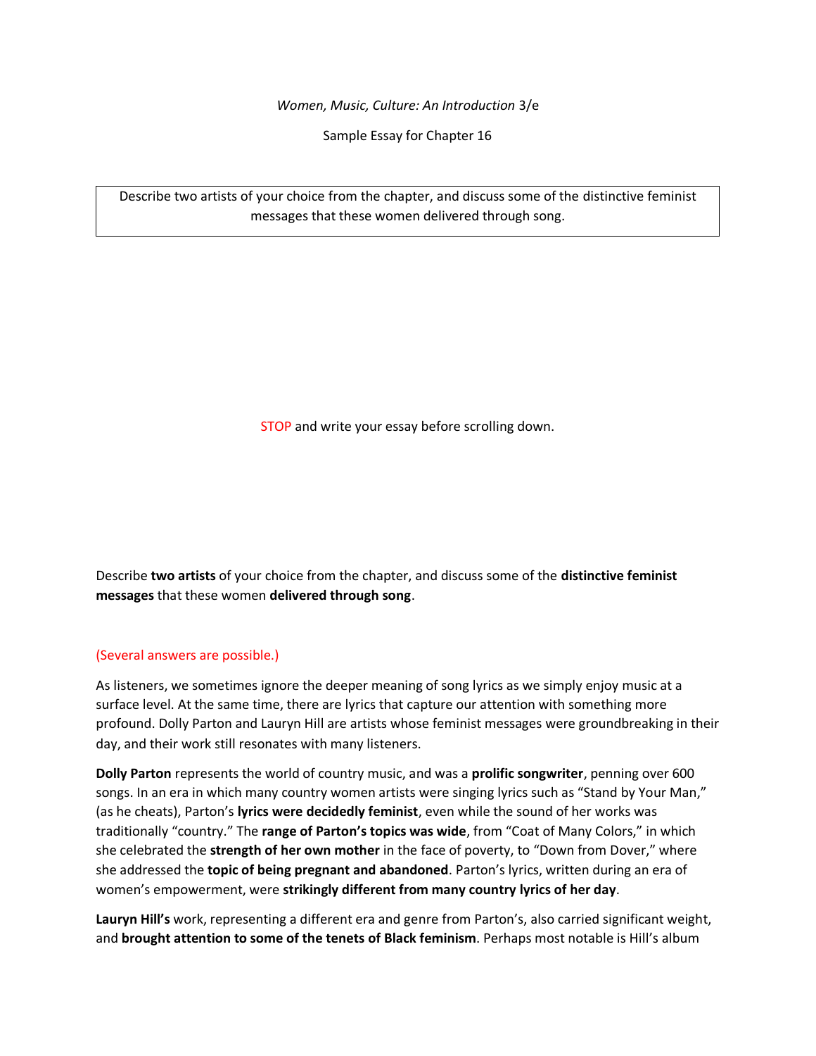*Women, Music, Culture: An Introduction* 3/e

Sample Essay for Chapter 16

| Describe two artists of your choice from the chapter, and discuss some of the distinctive feminist messages that these women delivered through song. |
| --- |

STOP and write your essay before scrolling down.

Describe **two artists** of your choice from the chapter, and discuss some of the **distinctive feminist messages** that these women **delivered through song**.

(Several answers are possible.)

As listeners, we sometimes ignore the deeper meaning of song lyrics as we simply enjoy music at a surface level. At the same time, there are lyrics that capture our attention with something more profound. Dolly Parton and Lauryn Hill are artists whose feminist messages were groundbreaking in their day, and their work still resonates with many listeners.

**Dolly Parton** represents the world of country music, and was a **prolific songwriter**, penning over 600 songs. In an era in which many country women artists were singing lyrics such as "Stand by Your Man," (as he cheats), Parton's **lyrics were decidedly feminist**, even while the sound of her works was traditionally "country." The **range of Parton's topics was wide**, from "Coat of Many Colors," in which she celebrated the **strength of her own mother** in the face of poverty, to "Down from Dover," where she addressed the **topic of being pregnant and abandoned**. Parton's lyrics, written during an era of women's empowerment, were **strikingly different from many country lyrics of her day**.

**Lauryn Hill's** work, representing a different era and genre from Parton's, also carried significant weight, and **brought attention to some of the tenets of Black feminism**. Perhaps most notable is Hill's album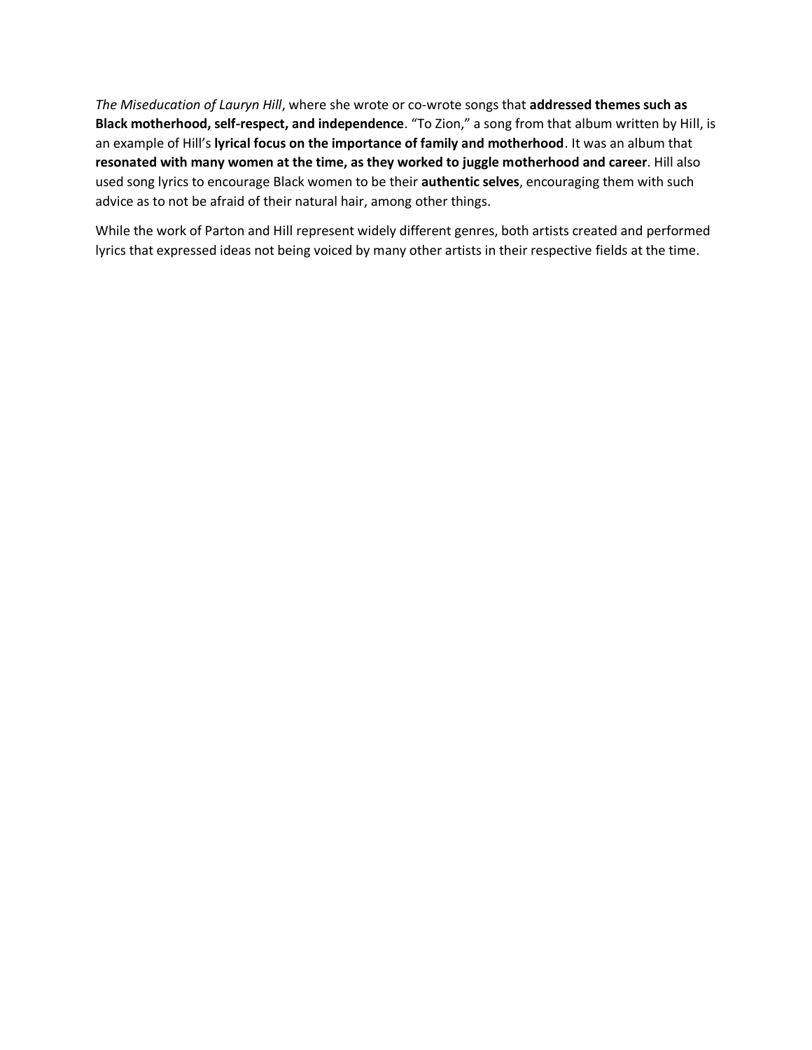*The Miseducation of Lauryn Hill*, where she wrote or co-wrote songs that **addressed themes such as Black motherhood, self-respect, and independence**. "To Zion," a song from that album written by Hill, is an example of Hill's **lyrical focus on the importance of family and motherhood**. It was an album that **resonated with many women at the time, as they worked to juggle motherhood and career**. Hill also used song lyrics to encourage Black women to be their **authentic selves**, encouraging them with such advice as to not be afraid of their natural hair, among other things.

While the work of Parton and Hill represent widely different genres, both artists created and performed lyrics that expressed ideas not being voiced by many other artists in their respective fields at the time.